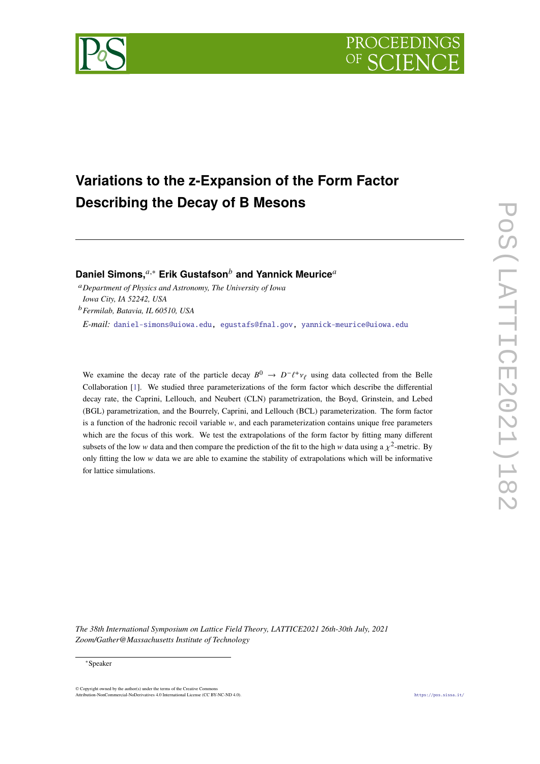# Variations to the z-Expansion of the Form Factor Describing the Decay of B Mesons

**Daniel Simons,**[a,*] **Erik Gustafson**[b] **and Yannick Meurice**[a]

[a] *Department of Physics and Astronomy, The University of Iowa*
*Iowa City, IA 52242, USA*

[b] *Fermilab, Batavia, IL 60510, USA*

*E-mail:* daniel-simons@uiowa.edu, egustafs@fnal.gov, yannick-meurice@uiowa.edu

We examine the decay rate of the particle decay $B^0 \to D^- \ell^+ \nu_\ell$ using data collected from the Belle Collaboration [1]. We studied three parameterizations of the form factor which describe the differential decay rate, the Caprini, Lellouch, and Neubert (CLN) parametrization, the Boyd, Grinstein, and Lebed (BGL) parametrization, and the Bourrely, Caprini, and Lellouch (BCL) parameterization. The form factor is a function of the hadronic recoil variable $w$, and each parameterization contains unique free parameters which are the focus of this work. We test the extrapolations of the form factor by fitting many different subsets of the low $w$ data and then compare the prediction of the fit to the high $w$ data using a $\chi^2$-metric. By only fitting the low $w$ data we are able to examine the stability of extrapolations which will be informative for lattice simulations.

*The 38th International Symposium on Lattice Field Theory, LATTICE2021 26th-30th July, 2021*
*Zoom/Gather@Massachusetts Institute of Technology*

[*] Speaker

© Copyright owned by the author(s) under the terms of the Creative Commons Attribution-NonCommercial-NoDerivatives 4.0 International License (CC BY-NC-ND 4.0).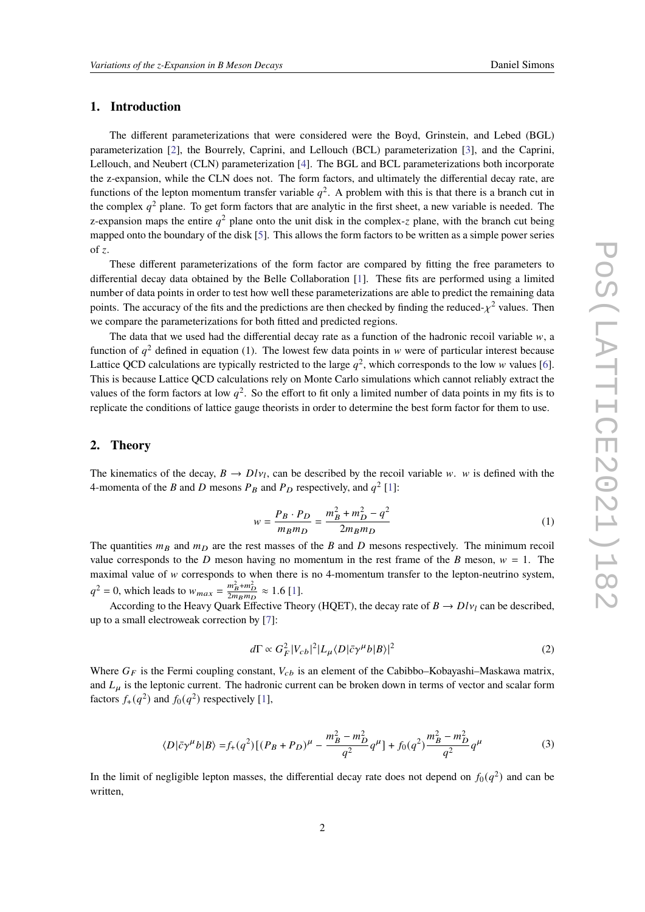## 1. Introduction

The different parameterizations that were considered were the Boyd, Grinstein, and Lebed (BGL) parameterization [2], the Bourrely, Caprini, and Lellouch (BCL) parameterization [3], and the Caprini, Lellouch, and Neubert (CLN) parameterization [4]. The BGL and BCL parameterizations both incorporate the z-expansion, while the CLN does not. The form factors, and ultimately the differential decay rate, are functions of the lepton momentum transfer variable $q^2$. A problem with this is that there is a branch cut in the complex $q^2$ plane. To get form factors that are analytic in the first sheet, a new variable is needed. The z-expansion maps the entire $q^2$ plane onto the unit disk in the complex-$z$ plane, with the branch cut being mapped onto the boundary of the disk [5]. This allows the form factors to be written as a simple power series of $z$.

These different parameterizations of the form factor are compared by fitting the free parameters to differential decay data obtained by the Belle Collaboration [1]. These fits are performed using a limited number of data points in order to test how well these parameterizations are able to predict the remaining data points. The accuracy of the fits and the predictions are then checked by finding the reduced-$\chi^2$ values. Then we compare the parameterizations for both fitted and predicted regions.

The data that we used had the differential decay rate as a function of the hadronic recoil variable $w$, a function of $q^2$ defined in equation (1). The lowest few data points in $w$ were of particular interest because Lattice QCD calculations are typically restricted to the large $q^2$, which corresponds to the low $w$ values [6]. This is because Lattice QCD calculations rely on Monte Carlo simulations which cannot reliably extract the values of the form factors at low $q^2$. So the effort to fit only a limited number of data points in my fits is to replicate the conditions of lattice gauge theorists in order to determine the best form factor for them to use.

## 2. Theory

The kinematics of the decay, $B \to Dl\nu_l$, can be described by the recoil variable $w$. $w$ is defined with the 4-momenta of the $B$ and $D$ mesons $P_B$ and $P_D$ respectively, and $q^2$ [1]:

$$w = \frac{P_B \cdot P_D}{m_B m_D} = \frac{m_B^2 + m_D^2 - q^2}{2 m_B m_D} \tag{1}$$

The quantities $m_B$ and $m_D$ are the rest masses of the $B$ and $D$ mesons respectively. The minimum recoil value corresponds to the $D$ meson having no momentum in the rest frame of the $B$ meson, $w = 1$. The maximal value of $w$ corresponds to when there is no 4-momentum transfer to the lepton-neutrino system, $q^2 = 0$, which leads to $w_{max} = \frac{m_B^2 + m_D^2}{2 m_B m_D} \approx 1.6$ [1].

According to the Heavy Quark Effective Theory (HQET), the decay rate of $B \to Dl\nu_l$ can be described, up to a small electroweak correction by [7]:

$$d\Gamma \propto G_F^2 |V_{cb}|^2 |L_\mu \langle D|\bar{c}\gamma^\mu b|B\rangle|^2 \tag{2}$$

Where $G_F$ is the Fermi coupling constant, $V_{cb}$ is an element of the Cabibbo–Kobayashi–Maskawa matrix, and $L_\mu$ is the leptonic current. The hadronic current can be broken down in terms of vector and scalar form factors $f_+(q^2)$ and $f_0(q^2)$ respectively [1],

$$\langle D|\bar{c}\gamma^\mu b|B\rangle = f_+(q^2)\left[(P_B + P_D)^\mu - \frac{m_B^2 - m_D^2}{q^2} q^\mu\right] + f_0(q^2)\frac{m_B^2 - m_D^2}{q^2} q^\mu \tag{3}$$

In the limit of negligible lepton masses, the differential decay rate does not depend on $f_0(q^2)$ and can be written,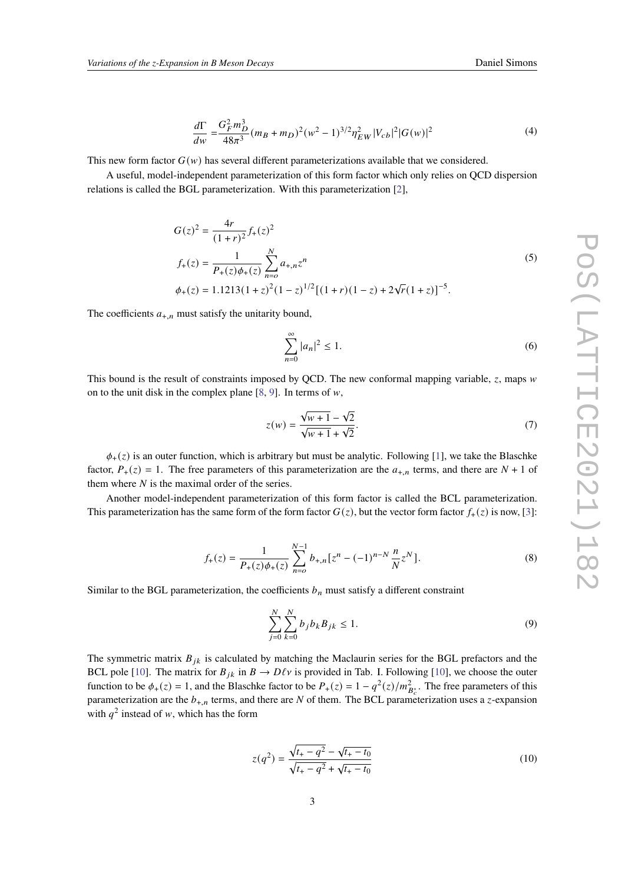$$\frac{d\Gamma}{dw} = \frac{G_F^2 m_D^3}{48\pi^3}(m_B + m_D)^2 (w^2 - 1)^{3/2} \eta_{EW}^2 |V_{cb}|^2 |G(w)|^2 \tag{4}$$

This new form factor $G(w)$ has several different parameterizations available that we considered.

A useful, model-independent parameterization of this form factor which only relies on QCD dispersion relations is called the BGL parameterization. With this parameterization [2],

$$\begin{aligned}
G(z)^2 &= \frac{4r}{(1+r)^2} f_+(z)^2 \\
f_+(z) &= \frac{1}{P_+(z)\phi_+(z)} \sum_{n=o}^{N} a_{+,n} z^n \\
\phi_+(z) &= 1.1213(1+z)^2(1-z)^{1/2}[(1+r)(1-z) + 2\sqrt{r}(1+z)]^{-5}.
\end{aligned} \tag{5}$$

The coefficients $a_{+,n}$ must satisfy the unitarity bound,

$$\sum_{n=0}^{\infty} |a_n|^2 \leq 1. \tag{6}$$

This bound is the result of constraints imposed by QCD. The new conformal mapping variable, $z$, maps $w$ on to the unit disk in the complex plane [8, 9]. In terms of $w$,

$$z(w) = \frac{\sqrt{w+1} - \sqrt{2}}{\sqrt{w+1} + \sqrt{2}}. \tag{7}$$

$\phi_+(z)$ is an outer function, which is arbitrary but must be analytic. Following [1], we take the Blaschke factor, $P_+(z) = 1$. The free parameters of this parameterization are the $a_{+,n}$ terms, and there are $N+1$ of them where $N$ is the maximal order of the series.

Another model-independent parameterization of this form factor is called the BCL parameterization. This parameterization has the same form of the form factor $G(z)$, but the vector form factor $f_+(z)$ is now, [3]:

$$f_+(z) = \frac{1}{P_+(z)\phi_+(z)} \sum_{n=o}^{N-1} b_{+,n}[z^n - (-1)^{n-N} \frac{n}{N} z^N]. \tag{8}$$

Similar to the BGL parameterization, the coefficients $b_n$ must satisfy a different constraint

$$\sum_{j=0}^{N} \sum_{k=0}^{N} b_j b_k B_{jk} \leq 1. \tag{9}$$

The symmetric matrix $B_{jk}$ is calculated by matching the Maclaurin series for the BGL prefactors and the BCL pole [10]. The matrix for $B_{jk}$ in $B \to D\ell\nu$ is provided in Tab. I. Following [10], we choose the outer function to be $\phi_+(z) = 1$, and the Blaschke factor to be $P_+(z) = 1 - q^2(z)/m_{B_c^*}^2$. The free parameters of this parameterization are the $b_{+,n}$ terms, and there are $N$ of them. The BCL parameterization uses a $z$-expansion with $q^2$ instead of $w$, which has the form

$$z(q^2) = \frac{\sqrt{t_+ - q^2} - \sqrt{t_+ - t_0}}{\sqrt{t_+ - q^2} + \sqrt{t_+ - t_0}} \tag{10}$$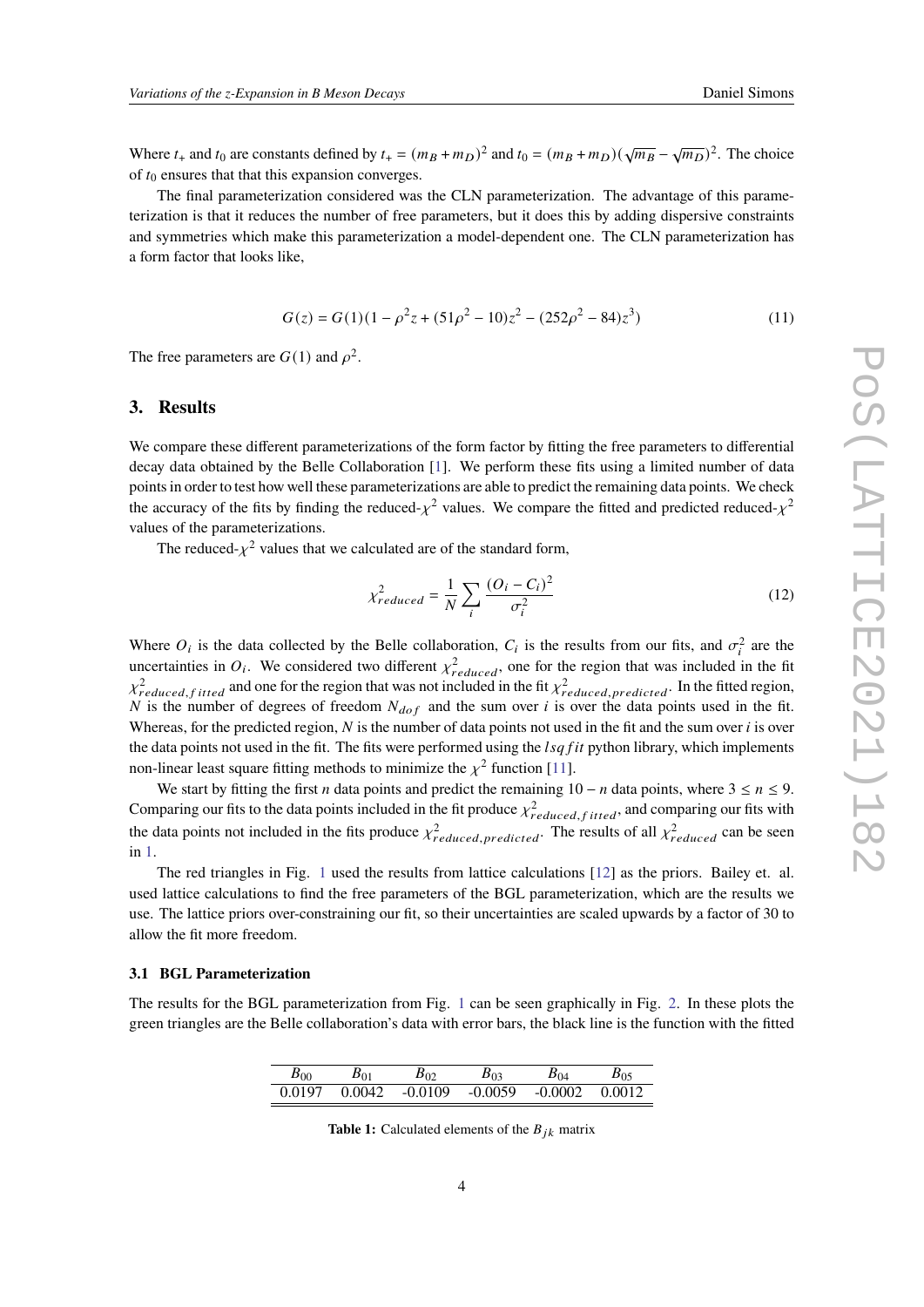Where $t_+$ and $t_0$ are constants defined by $t_+ = (m_B + m_D)^2$ and $t_0 = (m_B + m_D)(\sqrt{m_B} - \sqrt{m_D})^2$. The choice of $t_0$ ensures that that this expansion converges.

The final parameterization considered was the CLN parameterization. The advantage of this parameterization is that it reduces the number of free parameters, but it does this by adding dispersive constraints and symmetries which make this parameterization a model-dependent one. The CLN parameterization has a form factor that looks like,

$$G(z) = G(1)(1 - \rho^2 z + (51\rho^2 - 10)z^2 - (252\rho^2 - 84)z^3) \tag{11}$$

The free parameters are $G(1)$ and $\rho^2$.

## 3. Results

We compare these different parameterizations of the form factor by fitting the free parameters to differential decay data obtained by the Belle Collaboration [1]. We perform these fits using a limited number of data points in order to test how well these parameterizations are able to predict the remaining data points. We check the accuracy of the fits by finding the reduced-$\chi^2$ values. We compare the fitted and predicted reduced-$\chi^2$ values of the parameterizations.

The reduced-$\chi^2$ values that we calculated are of the standard form,

$$\chi^2_{reduced} = \frac{1}{N} \sum_i \frac{(O_i - C_i)^2}{\sigma_i^2} \tag{12}$$

Where $O_i$ is the data collected by the Belle collaboration, $C_i$ is the results from our fits, and $\sigma_i^2$ are the uncertainties in $O_i$. We considered two different $\chi^2_{reduced}$, one for the region that was included in the fit $\chi^2_{reduced,fitted}$ and one for the region that was not included in the fit $\chi^2_{reduced,predicted}$. In the fitted region, $N$ is the number of degrees of freedom $N_{dof}$ and the sum over $i$ is over the data points used in the fit. Whereas, for the predicted region, $N$ is the number of data points not used in the fit and the sum over $i$ is over the data points not used in the fit. The fits were performed using the *lsqfit* python library, which implements non-linear least square fitting methods to minimize the $\chi^2$ function [11].

We start by fitting the first $n$ data points and predict the remaining $10 - n$ data points, where $3 \leq n \leq 9$. Comparing our fits to the data points included in the fit produce $\chi^2_{reduced,fitted}$, and comparing our fits with the data points not included in the fits produce $\chi^2_{reduced,predicted}$. The results of all $\chi^2_{reduced}$ can be seen in 1.

The red triangles in Fig. 1 used the results from lattice calculations [12] as the priors. Bailey et. al. used lattice calculations to find the free parameters of the BGL parameterization, which are the results we use. The lattice priors over-constraining our fit, so their uncertainties are scaled upwards by a factor of 30 to allow the fit more freedom.

### 3.1 BGL Parameterization

The results for the BGL parameterization from Fig. 1 can be seen graphically in Fig. 2. In these plots the green triangles are the Belle collaboration's data with error bars, the black line is the function with the fitted

| $B_{00}$ | $B_{01}$ | $B_{02}$ | $B_{03}$ | $B_{04}$ | $B_{05}$ |
|---|---|---|---|---|---|
| 0.0197 | 0.0042 | -0.0109 | -0.0059 | -0.0002 | 0.0012 |

**Table 1:** Calculated elements of the $B_{jk}$ matrix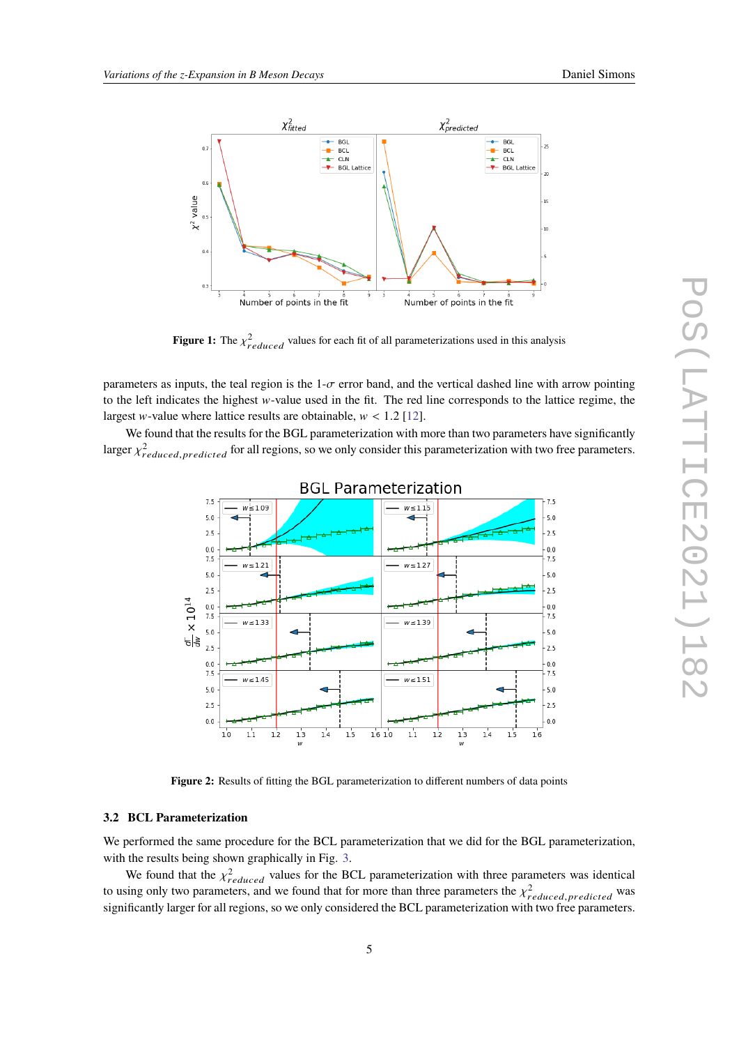**Figure 1:** The $\chi^2_{reduced}$ values for each fit of all parameterizations used in this analysis

parameters as inputs, the teal region is the 1-$\sigma$ error band, and the vertical dashed line with arrow pointing to the left indicates the highest $w$-value used in the fit. The red line corresponds to the lattice regime, the largest $w$-value where lattice results are obtainable, $w < 1.2$ [12].

We found that the results for the BGL parameterization with more than two parameters have significantly larger $\chi^2_{reduced,predicted}$ for all regions, so we only consider this parameterization with two free parameters.

**Figure 2:** Results of fitting the BGL parameterization to different numbers of data points

### 3.2 BCL Parameterization

We performed the same procedure for the BCL parameterization that we did for the BGL parameterization, with the results being shown graphically in Fig. 3.

We found that the $\chi^2_{reduced}$ values for the BCL parameterization with three parameters was identical to using only two parameters, and we found that for more than three parameters the $\chi^2_{reduced,predicted}$ was significantly larger for all regions, so we only considered the BCL parameterization with two free parameters.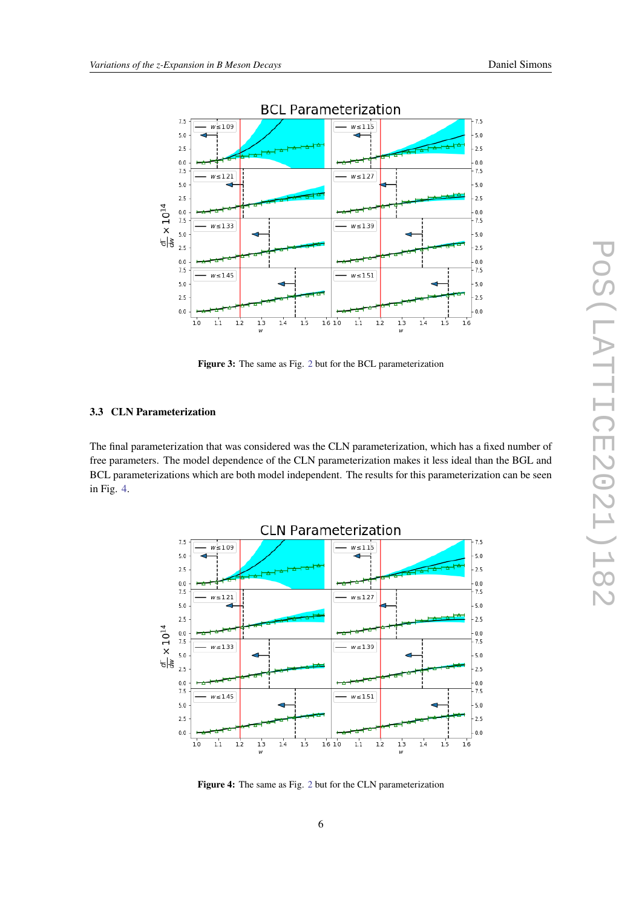**Figure 3:** The same as Fig. 2 but for the BCL parameterization

### 3.3 CLN Parameterization

The final parameterization that was considered was the CLN parameterization, which has a fixed number of free parameters. The model dependence of the CLN parameterization makes it less ideal than the BGL and BCL parameterizations which are both model independent. The results for this parameterization can be seen in Fig. 4.

**Figure 4:** The same as Fig. 2 but for the CLN parameterization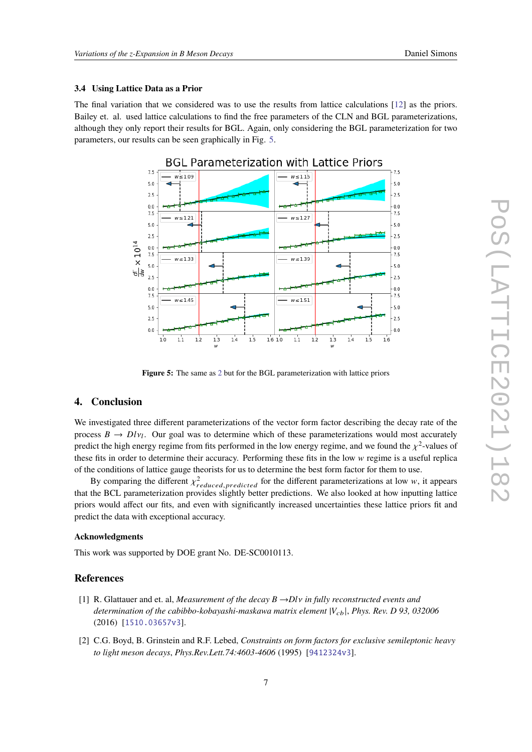### 3.4 Using Lattice Data as a Prior

The final variation that we considered was to use the results from lattice calculations [12] as the priors. Bailey et. al. used lattice calculations to find the free parameters of the CLN and BGL parameterizations, although they only report their results for BGL. Again, only considering the BGL parameterization for two parameters, our results can be seen graphically in Fig. 5.

**Figure 5:** The same as 2 but for the BGL parameterization with lattice priors

## 4. Conclusion

We investigated three different parameterizations of the vector form factor describing the decay rate of the process $B \to D l \nu_l$. Our goal was to determine which of these parameterizations would most accurately predict the high energy regime from fits performed in the low energy regime, and we found the $\chi^2$-values of these fits in order to determine their accuracy. Performing these fits in the low $w$ regime is a useful replica of the conditions of lattice gauge theorists for us to determine the best form factor for them to use.

By comparing the different $\chi^2_{reduced,predicted}$ for the different parameterizations at low $w$, it appears that the BCL parameterization provides slightly better predictions. We also looked at how inputting lattice priors would affect our fits, and even with significantly increased uncertainties these lattice priors fit and predict the data with exceptional accuracy.

### Acknowledgments

This work was supported by DOE grant No. DE-SC0010113.

## References

[1] R. Glattauer and et. al, *Measurement of the decay $B \to D l \nu$ in fully reconstructed events and determination of the cabibbo-kobayashi-maskawa matrix element $|V_{cb}|$*, *Phys. Rev. D 93, 032006* (2016) [1510.03657v3].

[2] C.G. Boyd, B. Grinstein and R.F. Lebed, *Constraints on form factors for exclusive semileptonic heavy to light meson decays*, *Phys.Rev.Lett.74:4603-4606* (1995) [9412324v3].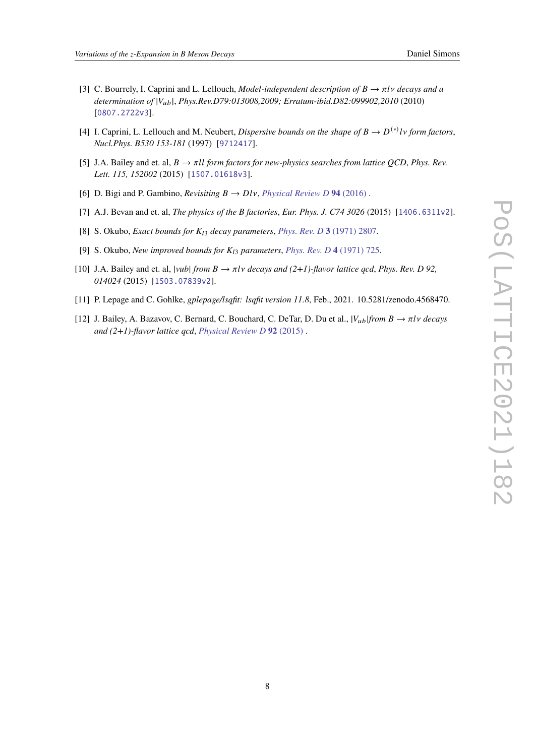[3] C. Bourrely, I. Caprini and L. Lellouch, *Model-independent description of $B \to \pi l \nu$ decays and a determination of $|V_{ub}|$*, *Phys.Rev.D79:013008,2009; Erratum-ibid.D82:099902,2010* (2010) [0807.2722v3].

[4] I. Caprini, L. Lellouch and M. Neubert, *Dispersive bounds on the shape of $B \to D^{(*)} l \nu$ form factors*, *Nucl.Phys. B530 153-181* (1997) [9712417].

[5] J.A. Bailey and et. al, *$B \to \pi ll$ form factors for new-physics searches from lattice QCD*, *Phys. Rev. Lett. 115, 152002* (2015) [1507.01618v3].

[6] D. Bigi and P. Gambino, *Revisiting $B \to D l \nu$*, *Physical Review D* **94** (2016) .

[7] A.J. Bevan and et. al, *The physics of the B factories*, *Eur. Phys. J. C74 3026* (2015) [1406.6311v2].

[8] S. Okubo, *Exact bounds for $K_{l3}$ decay parameters*, *Phys. Rev. D* **3** (1971) 2807.

[9] S. Okubo, *New improved bounds for $K_{l3}$ parameters*, *Phys. Rev. D* **4** (1971) 725.

[10] J.A. Bailey and et. al, *|vub| from $B \to \pi l \nu$ decays and (2+1)-flavor lattice qcd*, *Phys. Rev. D 92, 014024* (2015) [1503.07839v2].

[11] P. Lepage and C. Gohlke, *gplepage/lsqfit: lsqfit version 11.8*, Feb., 2021. 10.5281/zenodo.4568470.

[12] J. Bailey, A. Bazavov, C. Bernard, C. Bouchard, C. DeTar, D. Du et al., *$|V_{ub}|$from $B \to \pi l \nu$ decays and (2+1)-flavor lattice qcd*, *Physical Review D* **92** (2015) .